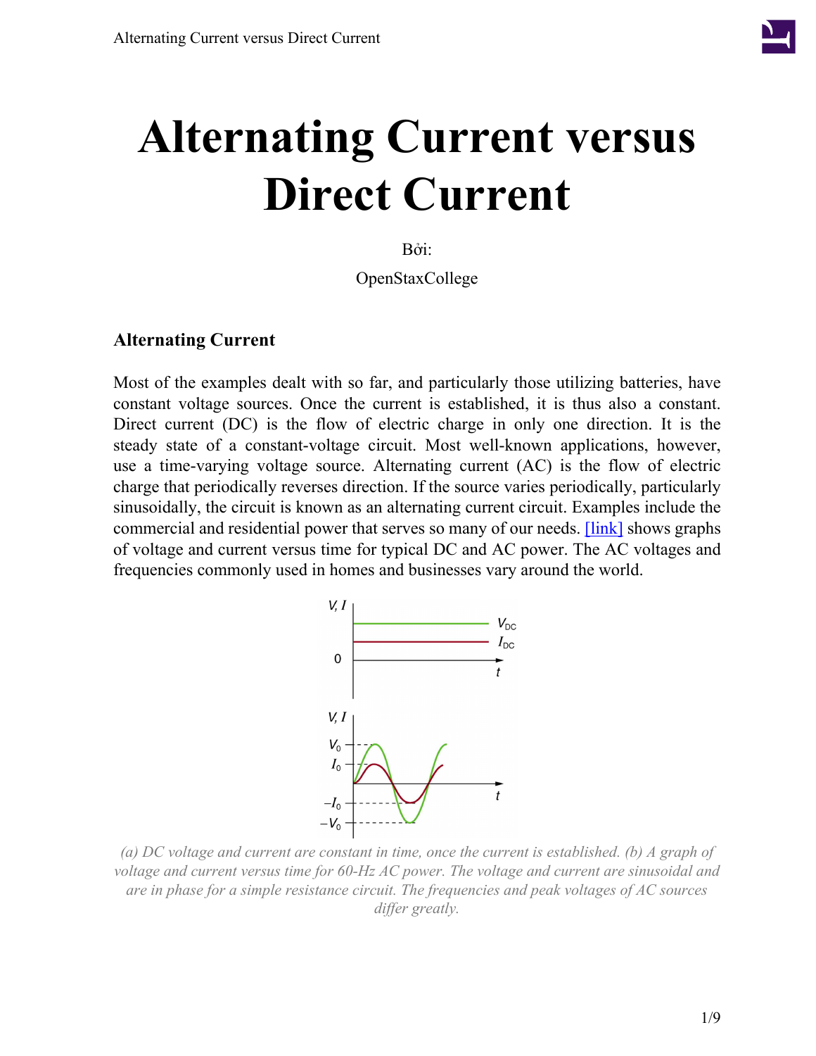# Alternating Current versus Direct Current

Bởi:

OpenStaxCollege

## Alternating Current

Most of the examples dealt with so far, and particularly those utilizing batteries, have constant voltage sources. Once the current is established, it is thus also a constant. Direct current (DC) is the flow of electric charge in only one direction. It is the steady state of a constant-voltage circuit. Most well-known applications, however, use a time-varying voltage source. Alternating current (AC) is the flow of electric charge that periodically reverses direction. If the source varies periodically, particularly sinusoidally, the circuit is known as an alternating current circuit. Examples include the commercial and residential power that serves so many of our needs. [link] shows graphs of voltage and current versus time for typical DC and AC power. The AC voltages and frequencies commonly used in homes and businesses vary around the world.

*(a) DC voltage and current are constant in time, once the current is established. (b) A graph of voltage and current versus time for 60-Hz AC power. The voltage and current are sinusoidal and are in phase for a simple resistance circuit. The frequencies and peak voltages of AC sources differ greatly.*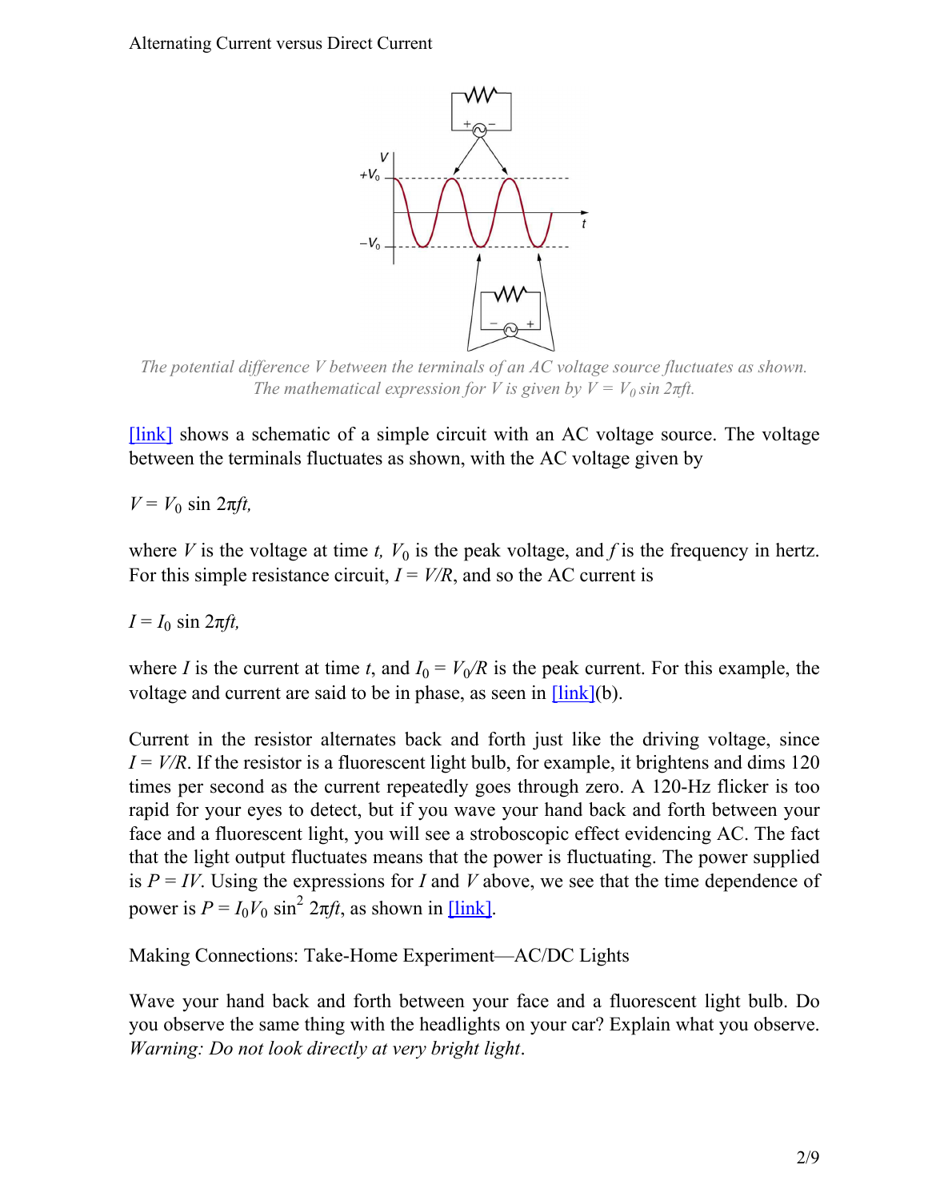*The potential difference V between the terminals of an AC voltage source fluctuates as shown. The mathematical expression for V is given by $V = V_0 \sin 2\pi ft$.*

[link] shows a schematic of a simple circuit with an AC voltage source. The voltage between the terminals fluctuates as shown, with the AC voltage given by

$$V = V_0 \sin 2\pi ft,$$

where $V$ is the voltage at time $t$, $V_0$ is the peak voltage, and $f$ is the frequency in hertz. For this simple resistance circuit, $I = V/R$, and so the AC current is

$$I = I_0 \sin 2\pi ft,$$

where $I$ is the current at time $t$, and $I_0 = V_0/R$ is the peak current. For this example, the voltage and current are said to be in phase, as seen in [link](b).

Current in the resistor alternates back and forth just like the driving voltage, since $I = V/R$. If the resistor is a fluorescent light bulb, for example, it brightens and dims 120 times per second as the current repeatedly goes through zero. A 120-Hz flicker is too rapid for your eyes to detect, but if you wave your hand back and forth between your face and a fluorescent light, you will see a stroboscopic effect evidencing AC. The fact that the light output fluctuates means that the power is fluctuating. The power supplied is $P = IV$. Using the expressions for $I$ and $V$ above, we see that the time dependence of power is $P = I_0 V_0 \sin^2 2\pi ft$, as shown in [link].

Making Connections: Take-Home Experiment—AC/DC Lights

Wave your hand back and forth between your face and a fluorescent light bulb. Do you observe the same thing with the headlights on your car? Explain what you observe. *Warning: Do not look directly at very bright light*.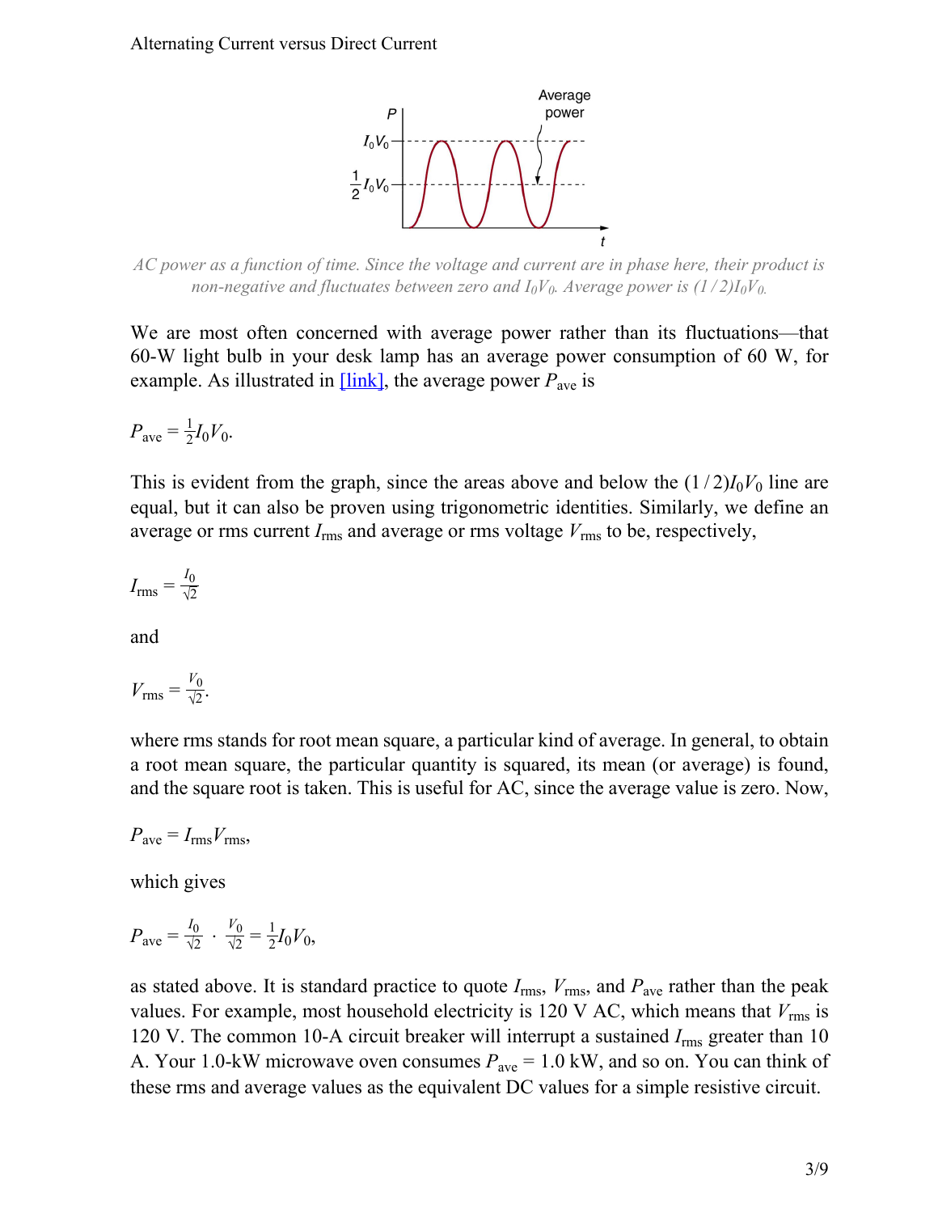AC power as a function of time. Since the voltage and current are in phase here, their product is non-negative and fluctuates between zero and $I_0V_0$. Average power is $(1/2)I_0V_0$.

We are most often concerned with average power rather than its fluctuations—that 60-W light bulb in your desk lamp has an average power consumption of 60 W, for example. As illustrated in [link], the average power $P_{\text{ave}}$ is

$$P_{\text{ave}} = \frac{1}{2}I_0V_0.$$

This is evident from the graph, since the areas above and below the $(1/2)I_0V_0$ line are equal, but it can also be proven using trigonometric identities. Similarly, we define an average or rms current $I_{\text{rms}}$ and average or rms voltage $V_{\text{rms}}$ to be, respectively,

$$I_{\text{rms}} = \frac{I_0}{\sqrt{2}}$$

and

$$V_{\text{rms}} = \frac{V_0}{\sqrt{2}}.$$

where rms stands for root mean square, a particular kind of average. In general, to obtain a root mean square, the particular quantity is squared, its mean (or average) is found, and the square root is taken. This is useful for AC, since the average value is zero. Now,

$$P_{\text{ave}} = I_{\text{rms}}V_{\text{rms}},$$

which gives

$$P_{\text{ave}} = \frac{I_0}{\sqrt{2}} \cdot \frac{V_0}{\sqrt{2}} = \frac{1}{2}I_0V_0,$$

as stated above. It is standard practice to quote $I_{\text{rms}}$, $V_{\text{rms}}$, and $P_{\text{ave}}$ rather than the peak values. For example, most household electricity is 120 V AC, which means that $V_{\text{rms}}$ is 120 V. The common 10-A circuit breaker will interrupt a sustained $I_{\text{rms}}$ greater than 10 A. Your 1.0-kW microwave oven consumes $P_{\text{ave}} = 1.0$ kW, and so on. You can think of these rms and average values as the equivalent DC values for a simple resistive circuit.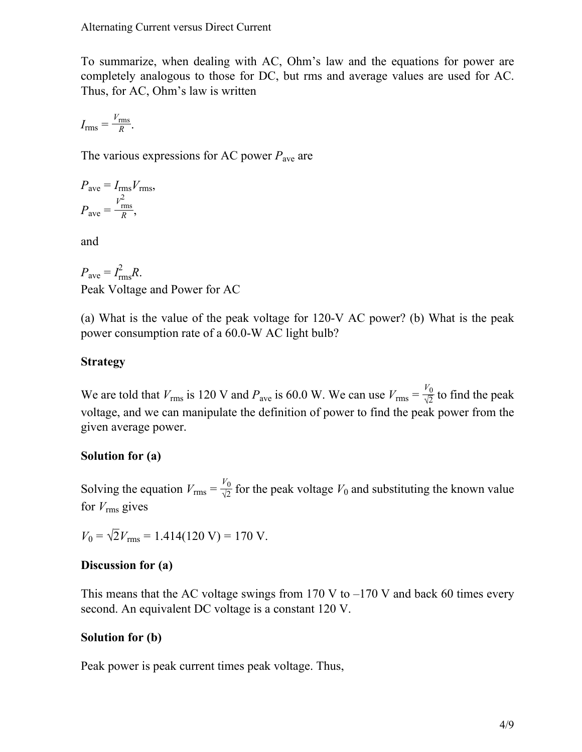To summarize, when dealing with AC, Ohm's law and the equations for power are completely analogous to those for DC, but rms and average values are used for AC. Thus, for AC, Ohm's law is written

$$I_{\text{rms}} = \frac{V_{\text{rms}}}{R}.$$

The various expressions for AC power $P_{\text{ave}}$ are

$$P_{\text{ave}} = I_{\text{rms}} V_{\text{rms}},$$

$$P_{\text{ave}} = \frac{V_{\text{rms}}^2}{R},$$

and

$$P_{\text{ave}} = I_{\text{rms}}^2 R.$$

Peak Voltage and Power for AC

(a) What is the value of the peak voltage for 120-V AC power? (b) What is the peak power consumption rate of a 60.0-W AC light bulb?

**Strategy**

We are told that $V_{\text{rms}}$ is 120 V and $P_{\text{ave}}$ is 60.0 W. We can use $V_{\text{rms}} = \frac{V_0}{\sqrt{2}}$ to find the peak voltage, and we can manipulate the definition of power to find the peak power from the given average power.

**Solution for (a)**

Solving the equation $V_{\text{rms}} = \frac{V_0}{\sqrt{2}}$ for the peak voltage $V_0$ and substituting the known value for $V_{\text{rms}}$ gives

$$V_0 = \sqrt{2} V_{\text{rms}} = 1.414(120 \text{ V}) = 170 \text{ V}.$$

**Discussion for (a)**

This means that the AC voltage swings from 170 V to –170 V and back 60 times every second. An equivalent DC voltage is a constant 120 V.

**Solution for (b)**

Peak power is peak current times peak voltage. Thus,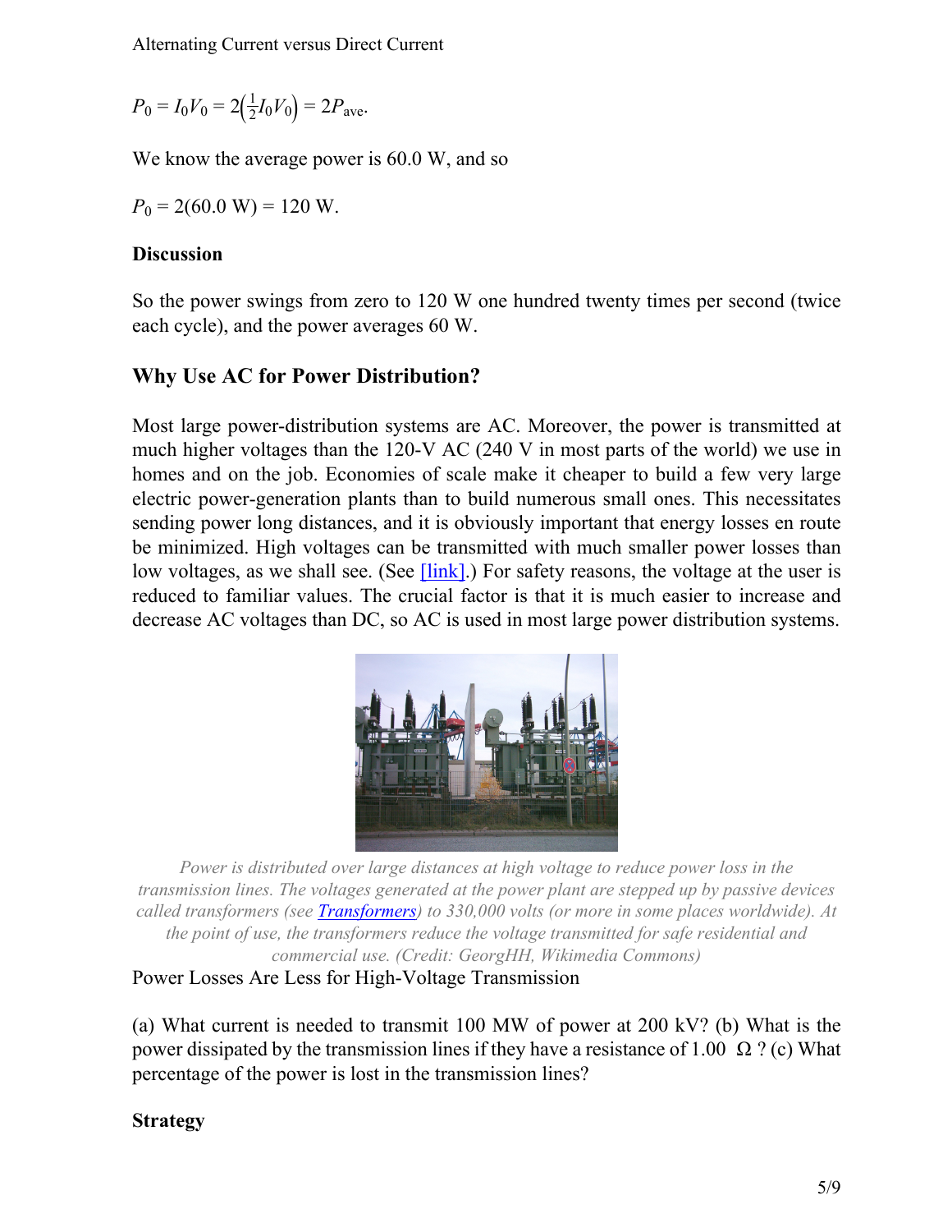$$P_0 = I_0 V_0 = 2\left(\frac{1}{2} I_0 V_0\right) = 2P_{\text{ave}}.$$

We know the average power is 60.0 W, and so

$$P_0 = 2(60.0 \text{ W}) = 120 \text{ W}.$$

**Discussion**

So the power swings from zero to 120 W one hundred twenty times per second (twice each cycle), and the power averages 60 W.

## Why Use AC for Power Distribution?

Most large power-distribution systems are AC. Moreover, the power is transmitted at much higher voltages than the 120-V AC (240 V in most parts of the world) we use in homes and on the job. Economies of scale make it cheaper to build a few very large electric power-generation plants than to build numerous small ones. This necessitates sending power long distances, and it is obviously important that energy losses en route be minimized. High voltages can be transmitted with much smaller power losses than low voltages, as we shall see. (See [link].) For safety reasons, the voltage at the user is reduced to familiar values. The crucial factor is that it is much easier to increase and decrease AC voltages than DC, so AC is used in most large power distribution systems.

*Power is distributed over large distances at high voltage to reduce power loss in the transmission lines. The voltages generated at the power plant are stepped up by passive devices called transformers (see Transformers) to 330,000 volts (or more in some places worldwide). At the point of use, the transformers reduce the voltage transmitted for safe residential and commercial use. (Credit: GeorgHH, Wikimedia Commons)*

Power Losses Are Less for High-Voltage Transmission

(a) What current is needed to transmit 100 MW of power at 200 kV? (b) What is the power dissipated by the transmission lines if they have a resistance of 1.00 Ω ? (c) What percentage of the power is lost in the transmission lines?

**Strategy**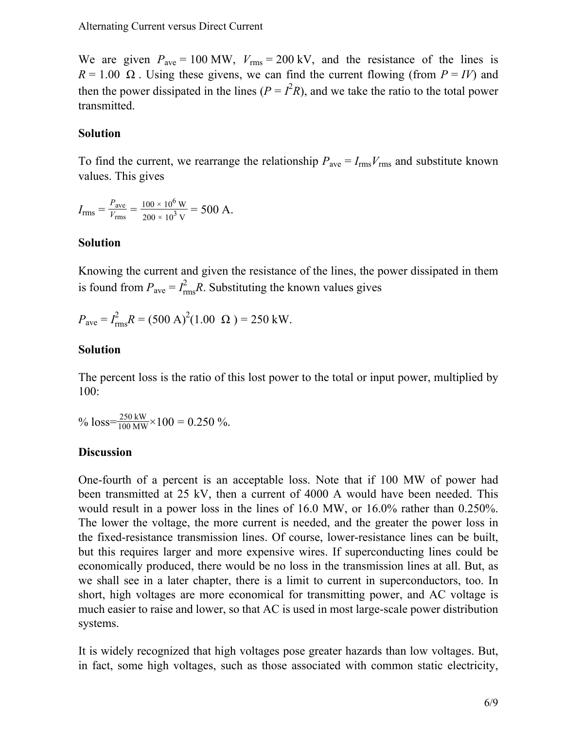We are given $P_{\text{ave}} = 100\ \text{MW}$, $V_{\text{rms}} = 200\ \text{kV}$, and the resistance of the lines is $R = 1.00\ \Omega$. Using these givens, we can find the current flowing (from $P = IV$) and then the power dissipated in the lines ($P = I^2R$), and we take the ratio to the total power transmitted.

**Solution**

To find the current, we rearrange the relationship $P_{\text{ave}} = I_{\text{rms}}V_{\text{rms}}$ and substitute known values. This gives

$$I_{\text{rms}} = \frac{P_{\text{ave}}}{V_{\text{rms}}} = \frac{100 \times 10^6\ \text{W}}{200 \times 10^3\ \text{V}} = 500\ \text{A}.$$

**Solution**

Knowing the current and given the resistance of the lines, the power dissipated in them is found from $P_{\text{ave}} = I_{\text{rms}}^2 R$. Substituting the known values gives

$$P_{\text{ave}} = I_{\text{rms}}^2 R = (500\ \text{A})^2 (1.00\ \Omega) = 250\ \text{kW}.$$

**Solution**

The percent loss is the ratio of this lost power to the total or input power, multiplied by 100:

$$\%\ \text{loss} = \frac{250\ \text{kW}}{100\ \text{MW}} \times 100 = 0.250\ \%.$$

**Discussion**

One-fourth of a percent is an acceptable loss. Note that if 100 MW of power had been transmitted at 25 kV, then a current of 4000 A would have been needed. This would result in a power loss in the lines of 16.0 MW, or 16.0% rather than 0.250%. The lower the voltage, the more current is needed, and the greater the power loss in the fixed-resistance transmission lines. Of course, lower-resistance lines can be built, but this requires larger and more expensive wires. If superconducting lines could be economically produced, there would be no loss in the transmission lines at all. But, as we shall see in a later chapter, there is a limit to current in superconductors, too. In short, high voltages are more economical for transmitting power, and AC voltage is much easier to raise and lower, so that AC is used in most large-scale power distribution systems.

It is widely recognized that high voltages pose greater hazards than low voltages. But, in fact, some high voltages, such as those associated with common static electricity,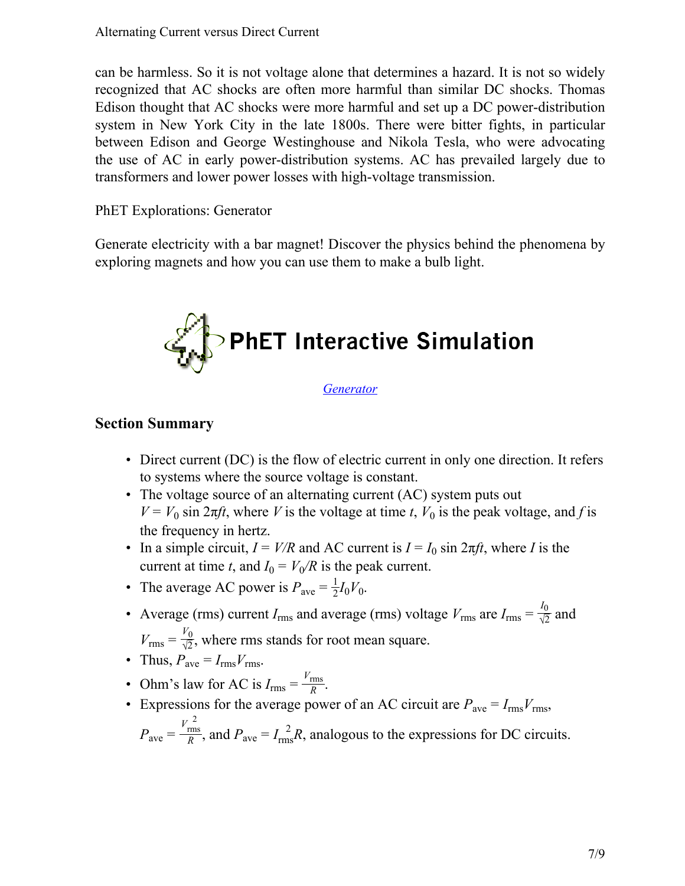can be harmless. So it is not voltage alone that determines a hazard. It is not so widely recognized that AC shocks are often more harmful than similar DC shocks. Thomas Edison thought that AC shocks were more harmful and set up a DC power-distribution system in New York City in the late 1800s. There were bitter fights, in particular between Edison and George Westinghouse and Nikola Tesla, who were advocating the use of AC in early power-distribution systems. AC has prevailed largely due to transformers and lower power losses with high-voltage transmission.

PhET Explorations: Generator

Generate electricity with a bar magnet! Discover the physics behind the phenomena by exploring magnets and how you can use them to make a bulb light.

PhET Interactive Simulation

Generator

## Section Summary

- Direct current (DC) is the flow of electric current in only one direction. It refers to systems where the source voltage is constant.
- The voltage source of an alternating current (AC) system puts out $V = V_0 \sin 2\pi ft$, where $V$ is the voltage at time $t$, $V_0$ is the peak voltage, and $f$ is the frequency in hertz.
- In a simple circuit, $I = V/R$ and AC current is $I = I_0 \sin 2\pi ft$, where $I$ is the current at time $t$, and $I_0 = V_0/R$ is the peak current.
- The average AC power is $P_{\text{ave}} = \frac{1}{2} I_0 V_0$.
- Average (rms) current $I_{\text{rms}}$ and average (rms) voltage $V_{\text{rms}}$ are $I_{\text{rms}} = \frac{I_0}{\sqrt{2}}$ and $V_{\text{rms}} = \frac{V_0}{\sqrt{2}}$, where rms stands for root mean square.
- Thus, $P_{\text{ave}} = I_{\text{rms}} V_{\text{rms}}$.
- Ohm's law for AC is $I_{\text{rms}} = \frac{V_{\text{rms}}}{R}$.
- Expressions for the average power of an AC circuit are $P_{\text{ave}} = I_{\text{rms}} V_{\text{rms}}$, $P_{\text{ave}} = \frac{V_{\text{rms}}^2}{R}$, and $P_{\text{ave}} = I_{\text{rms}}^2 R$, analogous to the expressions for DC circuits.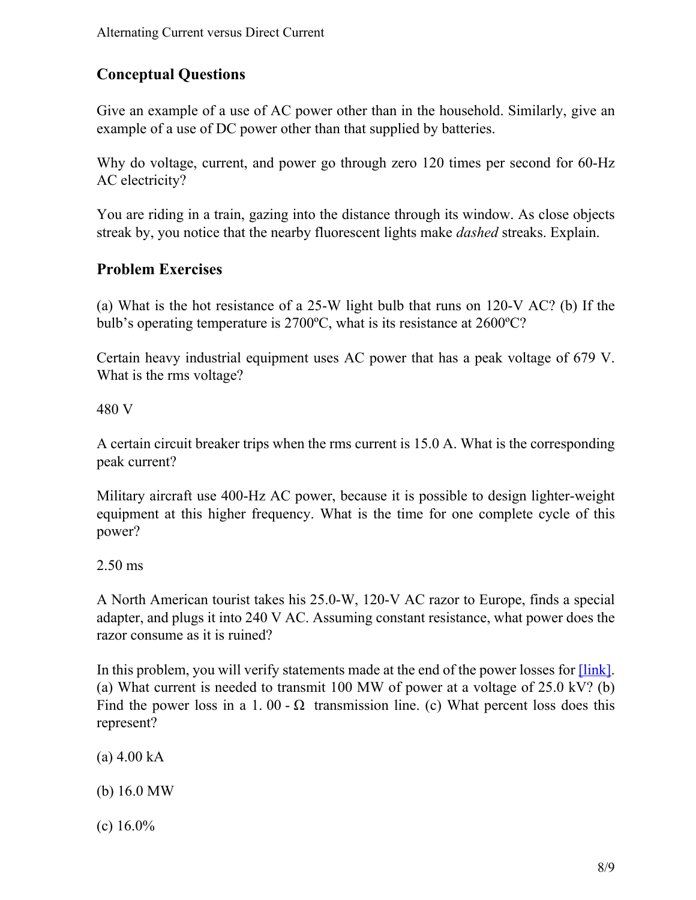## Conceptual Questions

Give an example of a use of AC power other than in the household. Similarly, give an example of a use of DC power other than that supplied by batteries.

Why do voltage, current, and power go through zero 120 times per second for 60-Hz AC electricity?

You are riding in a train, gazing into the distance through its window. As close objects streak by, you notice that the nearby fluorescent lights make *dashed* streaks. Explain.

## Problem Exercises

(a) What is the hot resistance of a 25-W light bulb that runs on 120-V AC? (b) If the bulb's operating temperature is 2700ºC, what is its resistance at 2600ºC?

Certain heavy industrial equipment uses AC power that has a peak voltage of 679 V. What is the rms voltage?

480 V

A certain circuit breaker trips when the rms current is 15.0 A. What is the corresponding peak current?

Military aircraft use 400-Hz AC power, because it is possible to design lighter-weight equipment at this higher frequency. What is the time for one complete cycle of this power?

2.50 ms

A North American tourist takes his 25.0-W, 120-V AC razor to Europe, finds a special adapter, and plugs it into 240 V AC. Assuming constant resistance, what power does the razor consume as it is ruined?

In this problem, you will verify statements made at the end of the power losses for [link]. (a) What current is needed to transmit 100 MW of power at a voltage of 25.0 kV? (b) Find the power loss in a $1.00\text{-}\Omega$ transmission line. (c) What percent loss does this represent?

(a) 4.00 kA

(b) 16.0 MW

(c) 16.0%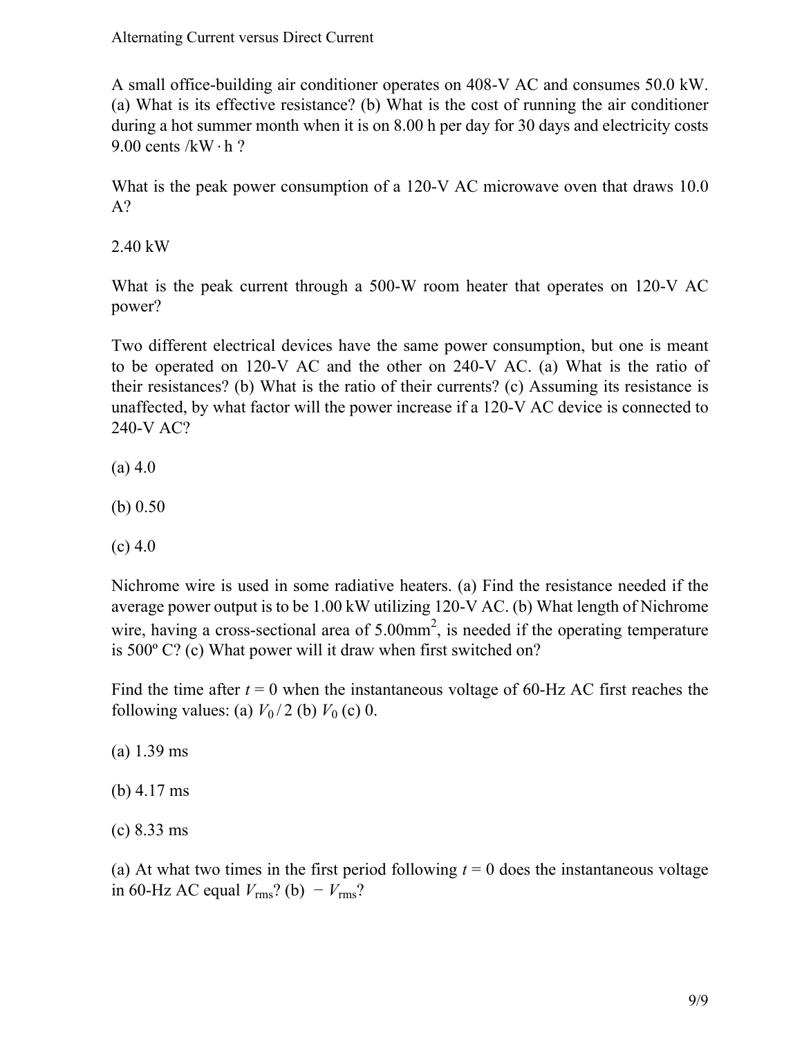A small office-building air conditioner operates on 408-V AC and consumes 50.0 kW. (a) What is its effective resistance? (b) What is the cost of running the air conditioner during a hot summer month when it is on 8.00 h per day for 30 days and electricity costs 9.00 cents $/\text{kW} \cdot \text{h}$ ?

What is the peak power consumption of a 120-V AC microwave oven that draws 10.0 A?

2.40 kW

What is the peak current through a 500-W room heater that operates on 120-V AC power?

Two different electrical devices have the same power consumption, but one is meant to be operated on 120-V AC and the other on 240-V AC. (a) What is the ratio of their resistances? (b) What is the ratio of their currents? (c) Assuming its resistance is unaffected, by what factor will the power increase if a 120-V AC device is connected to 240-V AC?

(a) 4.0

(b) 0.50

(c) 4.0

Nichrome wire is used in some radiative heaters. (a) Find the resistance needed if the average power output is to be 1.00 kW utilizing 120-V AC. (b) What length of Nichrome wire, having a cross-sectional area of $5.00\text{mm}^2$, is needed if the operating temperature is 500º C? (c) What power will it draw when first switched on?

Find the time after $t = 0$ when the instantaneous voltage of 60-Hz AC first reaches the following values: (a) $V_0 / 2$ (b) $V_0$ (c) 0.

(a) 1.39 ms

(b) 4.17 ms

(c) 8.33 ms

(a) At what two times in the first period following $t = 0$ does the instantaneous voltage in 60-Hz AC equal $V_{\text{rms}}$? (b) $-V_{\text{rms}}$?